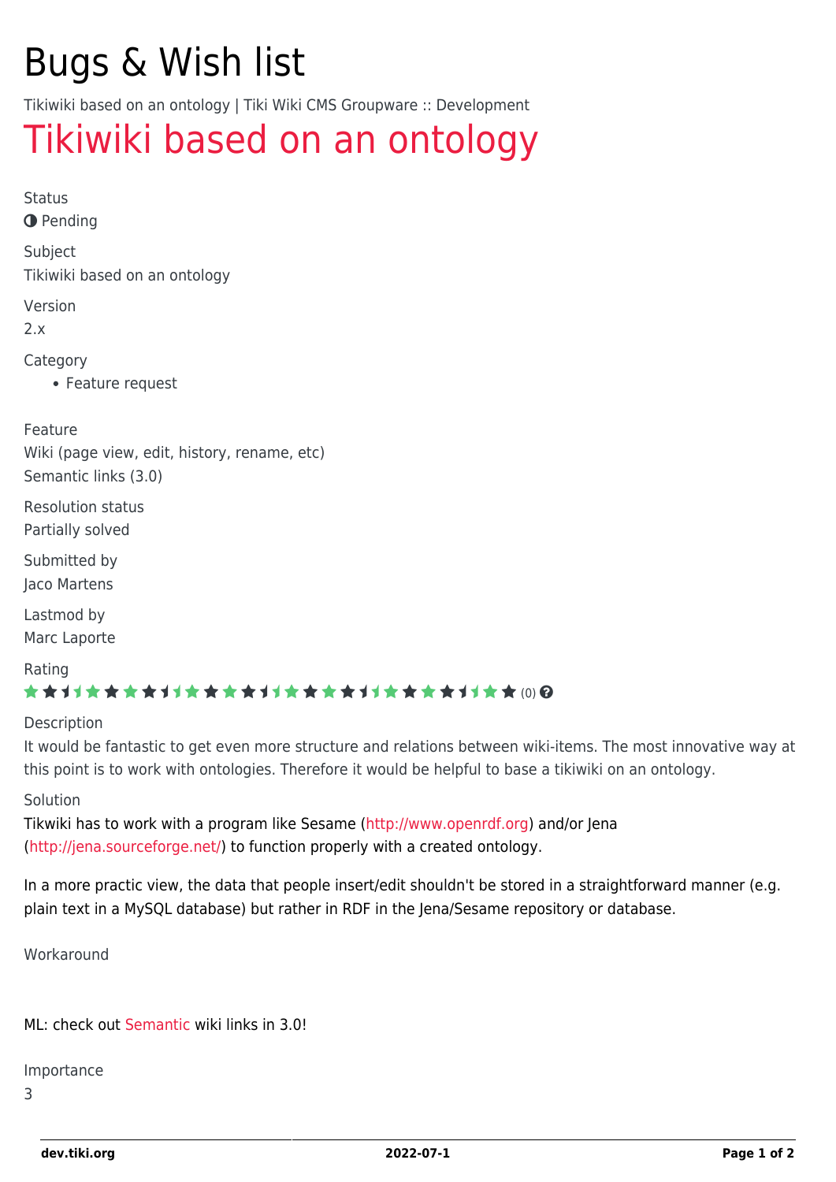# Bugs & Wish list

Tikiwiki based on an ontology | Tiki Wiki CMS Groupware :: Development

## Tikiwiki based on an ontology

Status

Pending

Subject

Tikiwiki based on an ontology

Version

2.x

Category

- Feature request

Feature

Wiki (page view, edit, history, rename, etc)
Semantic links (3.0)

Resolution status

Partially solved

Submitted by

Jaco Martens

Lastmod by

Marc Laporte

Rating

(0)

Description

It would be fantastic to get even more structure and relations between wiki-items. The most innovative way at this point is to work with ontologies. Therefore it would be helpful to base a tikiwiki on an ontology.

Solution

Tikwiki has to work with a program like Sesame (http://www.openrdf.org) and/or Jena (http://jena.sourceforge.net/) to function properly with a created ontology.

In a more practic view, the data that people insert/edit shouldn't be stored in a straightforward manner (e.g. plain text in a MySQL database) but rather in RDF in the Jena/Sesame repository or database.

Workaround

ML: check out Semantic wiki links in 3.0!

Importance

3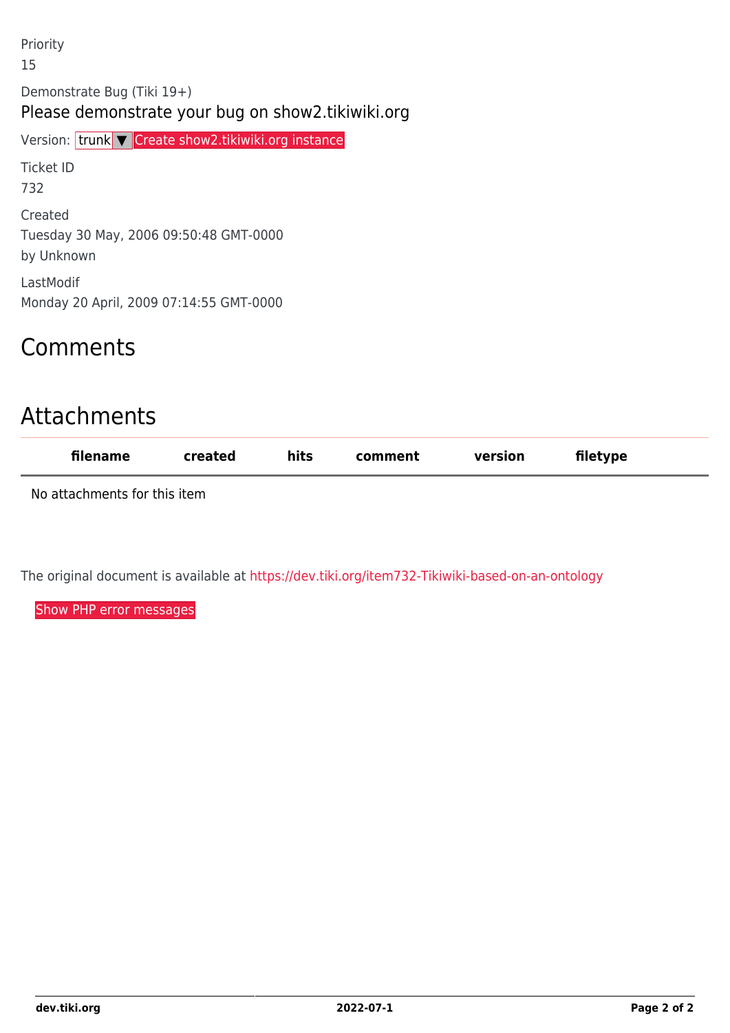Priority

15

Demonstrate Bug (Tiki 19+)

Please demonstrate your bug on show2.tikiwiki.org

Version: trunk ▼ Create show2.tikiwiki.org instance

Ticket ID

732

Created

Tuesday 30 May, 2006 09:50:48 GMT-0000

by Unknown

LastModif

Monday 20 April, 2009 07:14:55 GMT-0000

# Comments

# Attachments

| filename | created | hits | comment | version | filetype |
|---|---|---|---|---|---|
| No attachments for this item | | | | | |

The original document is available at https://dev.tiki.org/item732-Tikiwiki-based-on-an-ontology

Show PHP error messages